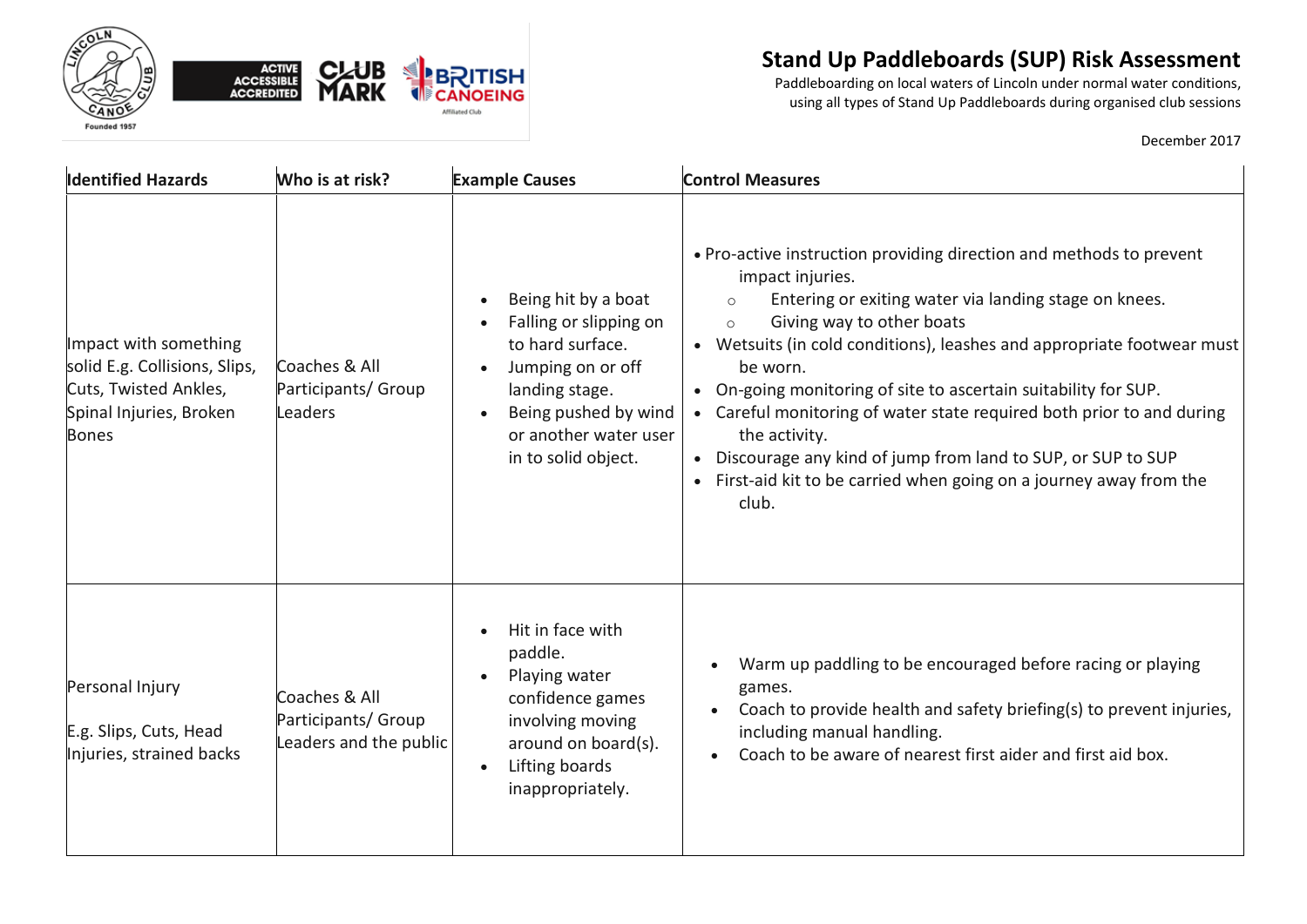# Stand Up Paddleboards (SUP) Risk Assessment

Paddleboarding on local waters of Lincoln under normal water conditions, using all types of Stand Up Paddleboards during organised club sessions

December 2017

| Identified Hazards | Who is at risk? | Example Causes | Control Measures |
|---|---|---|---|
| Impact with something solid E.g. Collisions, Slips, Cuts, Twisted Ankles, Spinal Injuries, Broken Bones | Coaches & All Participants/ Group Leaders | • Being hit by a boat<br>• Falling or slipping on to hard surface.<br>• Jumping on or off landing stage.<br>• Being pushed by wind or another water user in to solid object. | • Pro-active instruction providing direction and methods to prevent impact injuries.<br>&nbsp;&nbsp;○ Entering or exiting water via landing stage on knees.<br>&nbsp;&nbsp;○ Giving way to other boats<br>• Wetsuits (in cold conditions), leashes and appropriate footwear must be worn.<br>• On-going monitoring of site to ascertain suitability for SUP.<br>• Careful monitoring of water state required both prior to and during the activity.<br>• Discourage any kind of jump from land to SUP, or SUP to SUP<br>• First-aid kit to be carried when going on a journey away from the club. |
| Personal Injury<br><br>E.g. Slips, Cuts, Head Injuries, strained backs | Coaches & All Participants/ Group Leaders and the public | • Hit in face with paddle.<br>• Playing water confidence games involving moving around on board(s).<br>• Lifting boards inappropriately. | • Warm up paddling to be encouraged before racing or playing games.<br>• Coach to provide health and safety briefing(s) to prevent injuries, including manual handling.<br>• Coach to be aware of nearest first aider and first aid box. |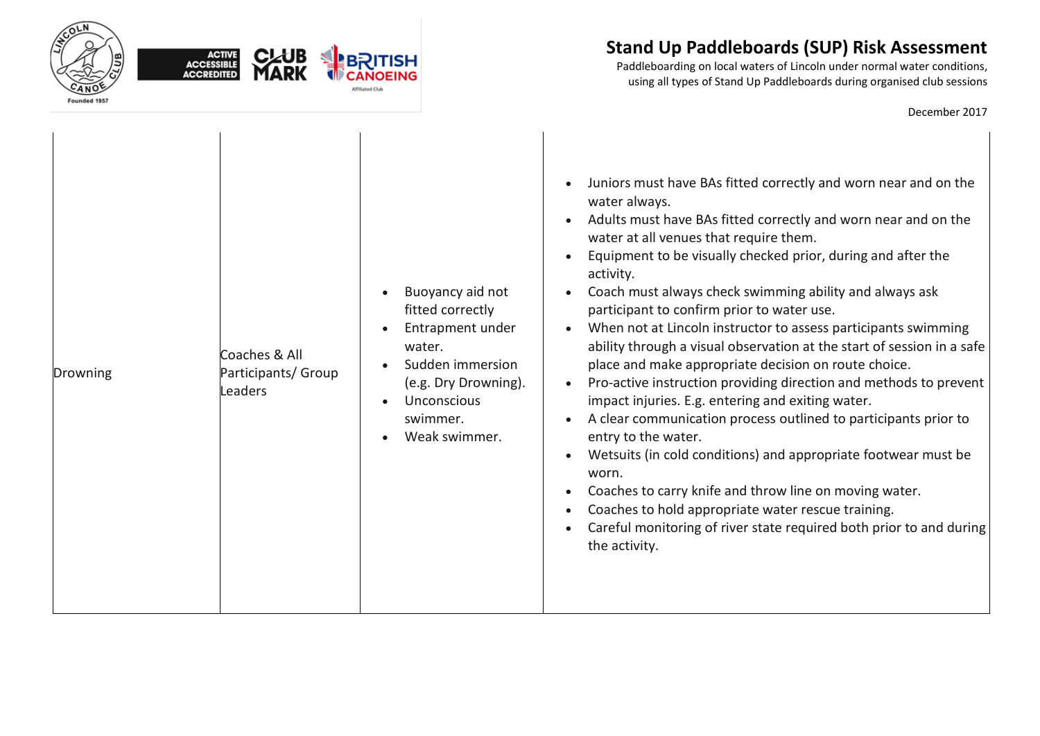# Stand Up Paddleboards (SUP) Risk Assessment

Paddleboarding on local waters of Lincoln under normal water conditions, using all types of Stand Up Paddleboards during organised club sessions

December 2017

| | | | |
|---|---|---|---|
| Drowning | Coaches & All Participants/ Group Leaders | • Buoyancy aid not fitted correctly<br>• Entrapment under water.<br>• Sudden immersion (e.g. Dry Drowning).<br>• Unconscious swimmer.<br>• Weak swimmer. | • Juniors must have BAs fitted correctly and worn near and on the water always.<br>• Adults must have BAs fitted correctly and worn near and on the water at all venues that require them.<br>• Equipment to be visually checked prior, during and after the activity.<br>• Coach must always check swimming ability and always ask participant to confirm prior to water use.<br>• When not at Lincoln instructor to assess participants swimming ability through a visual observation at the start of session in a safe place and make appropriate decision on route choice.<br>• Pro-active instruction providing direction and methods to prevent impact injuries. E.g. entering and exiting water.<br>• A clear communication process outlined to participants prior to entry to the water.<br>• Wetsuits (in cold conditions) and appropriate footwear must be worn.<br>• Coaches to carry knife and throw line on moving water.<br>• Coaches to hold appropriate water rescue training.<br>• Careful monitoring of river state required both prior to and during the activity. |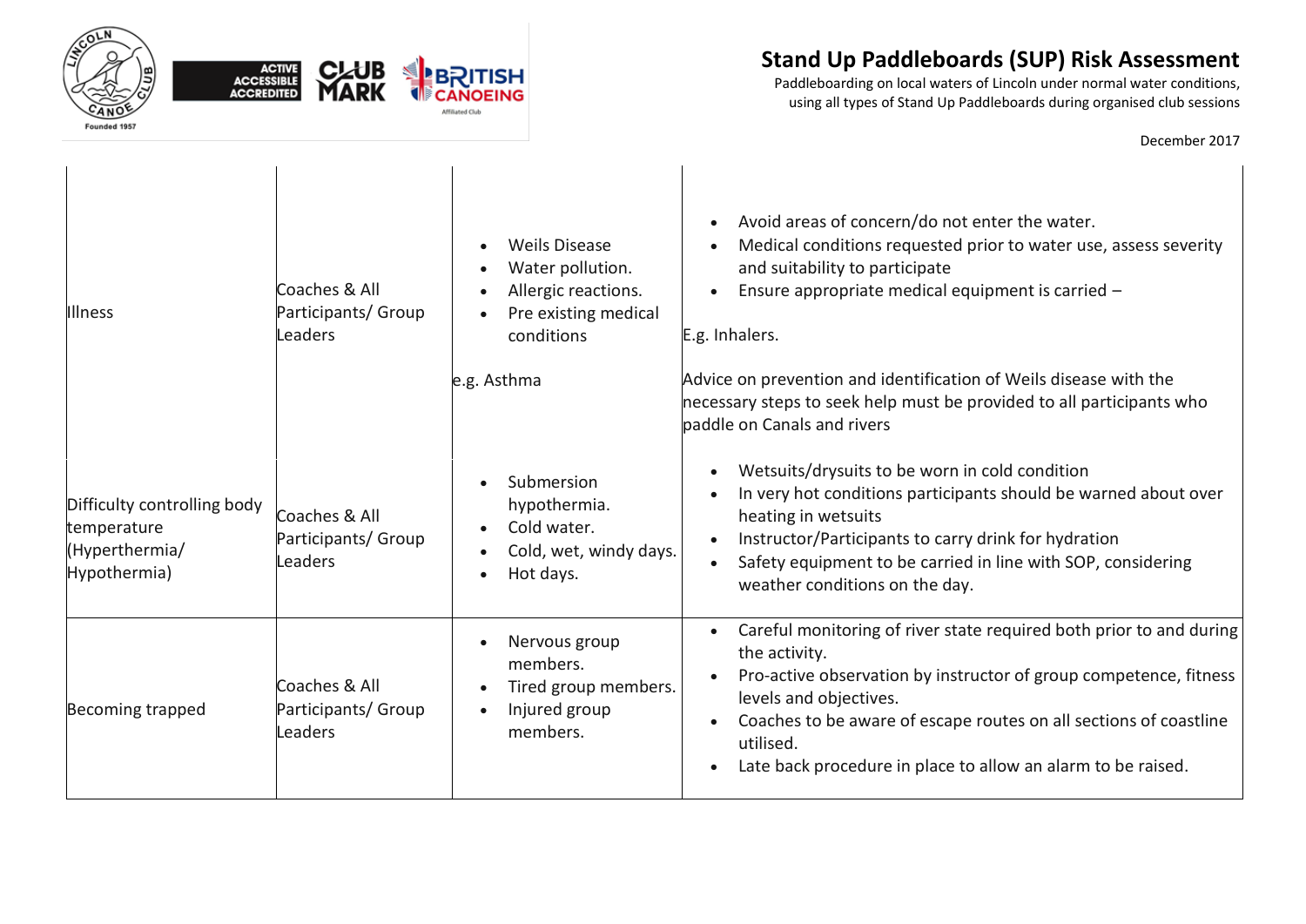# Stand Up Paddleboards (SUP) Risk Assessment

Paddleboarding on local waters of Lincoln under normal water conditions, using all types of Stand Up Paddleboards during organised club sessions

December 2017

| | | | |
|---|---|---|---|
| Illness | Coaches & All Participants/ Group Leaders | • Weils Disease<br>• Water pollution.<br>• Allergic reactions.<br>• Pre existing medical conditions<br><br>e.g. Asthma | • Avoid areas of concern/do not enter the water.<br>• Medical conditions requested prior to water use, assess severity and suitability to participate<br>• Ensure appropriate medical equipment is carried –<br><br>E.g. Inhalers.<br><br>Advice on prevention and identification of Weils disease with the necessary steps to seek help must be provided to all participants who paddle on Canals and rivers |
| Difficulty controlling body temperature (Hyperthermia/ Hypothermia) | Coaches & All Participants/ Group Leaders | • Submersion hypothermia.<br>• Cold water.<br>• Cold, wet, windy days.<br>• Hot days. | • Wetsuits/drysuits to be worn in cold condition<br>• In very hot conditions participants should be warned about over heating in wetsuits<br>• Instructor/Participants to carry drink for hydration<br>• Safety equipment to be carried in line with SOP, considering weather conditions on the day. |
| Becoming trapped | Coaches & All Participants/ Group Leaders | • Nervous group members.<br>• Tired group members.<br>• Injured group members. | • Careful monitoring of river state required both prior to and during the activity.<br>• Pro-active observation by instructor of group competence, fitness levels and objectives.<br>• Coaches to be aware of escape routes on all sections of coastline utilised.<br>• Late back procedure in place to allow an alarm to be raised. |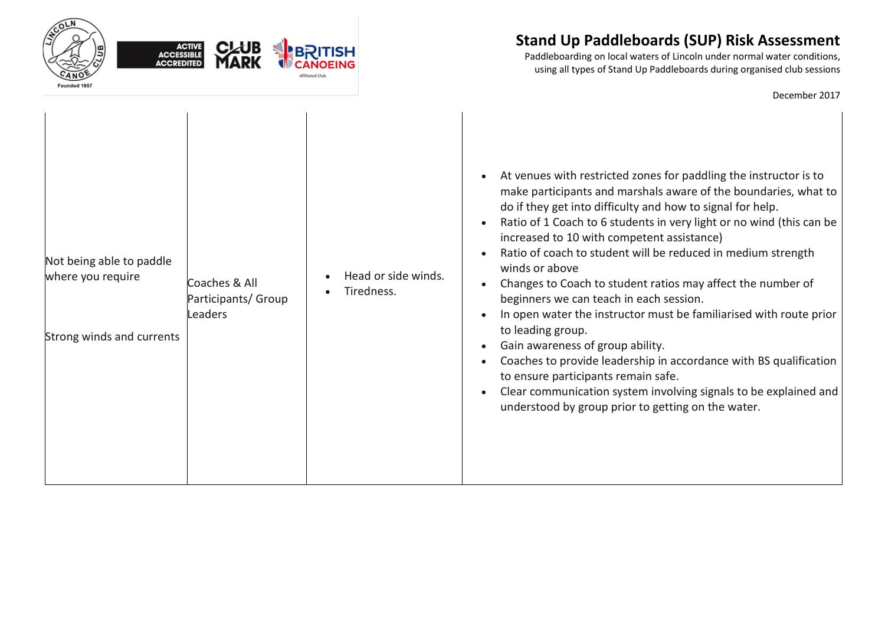# Stand Up Paddleboards (SUP) Risk Assessment

Paddleboarding on local waters of Lincoln under normal water conditions, using all types of Stand Up Paddleboards during organised club sessions

December 2017

| | | | |
|---|---|---|---|
| Not being able to paddle where you require<br><br>Strong winds and currents | Coaches & All Participants/ Group Leaders | • Head or side winds.<br>• Tiredness. | • At venues with restricted zones for paddling the instructor is to make participants and marshals aware of the boundaries, what to do if they get into difficulty and how to signal for help.<br>• Ratio of 1 Coach to 6 students in very light or no wind (this can be increased to 10 with competent assistance)<br>• Ratio of coach to student will be reduced in medium strength winds or above<br>• Changes to Coach to student ratios may affect the number of beginners we can teach in each session.<br>• In open water the instructor must be familiarised with route prior to leading group.<br>• Gain awareness of group ability.<br>• Coaches to provide leadership in accordance with BS qualification to ensure participants remain safe.<br>• Clear communication system involving signals to be explained and understood by group prior to getting on the water. |